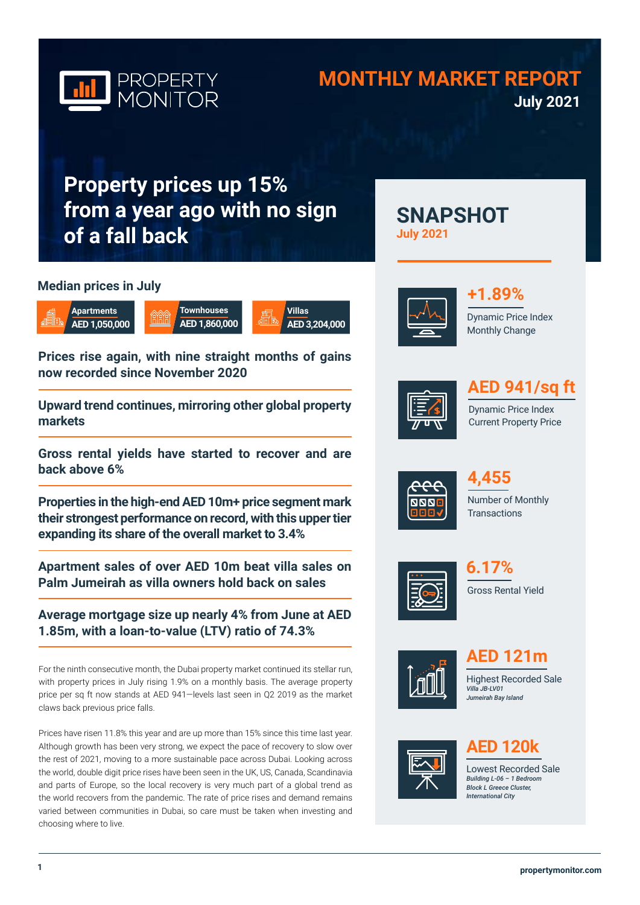# PROPERTY MONITOR

## MONTHLY MARKET REPORT
**July 2021**

# Property prices up 15% from a year ago with no sign of a fall back

### Median prices in July

- **Apartments** AED 1,050,000
- **Townhouses** AED 1,860,000
- **Villas** AED 3,204,000

**Prices rise again, with nine straight months of gains now recorded since November 2020**

**Upward trend continues, mirroring other global property markets**

**Gross rental yields have started to recover and are back above 6%**

**Properties in the high-end AED 10m+ price segment mark their strongest performance on record, with this upper tier expanding its share of the overall market to 3.4%**

**Apartment sales of over AED 10m beat villa sales on Palm Jumeirah as villa owners hold back on sales**

**Average mortgage size up nearly 4% from June at AED 1.85m, with a loan-to-value (LTV) ratio of 74.3%**

For the ninth consecutive month, the Dubai property market continued its stellar run, with property prices in July rising 1.9% on a monthly basis. The average property price per sq ft now stands at AED 941—levels last seen in Q2 2019 as the market claws back previous price falls.

Prices have risen 11.8% this year and are up more than 15% since this time last year. Although growth has been very strong, we expect the pace of recovery to slow over the rest of 2021, moving to a more sustainable pace across Dubai. Looking across the world, double digit price rises have been seen in the UK, US, Canada, Scandinavia and parts of Europe, so the local recovery is very much part of a global trend as the world recovers from the pandemic. The rate of price rises and demand remains varied between communities in Dubai, so care must be taken when investing and choosing where to live.

## SNAPSHOT
**July 2021**

**+1.89%**
Dynamic Price Index Monthly Change

**AED 941/sq ft**
Dynamic Price Index Current Property Price

**4,455**
Number of Monthly Transactions

**6.17%**
Gross Rental Yield

**AED 121m**
Highest Recorded Sale
*Villa JB-LV01*
*Jumeirah Bay Island*

**AED 120k**
Lowest Recorded Sale
*Building L-06 – 1 Bedroom*
*Block L Greece Cluster,*
*International City*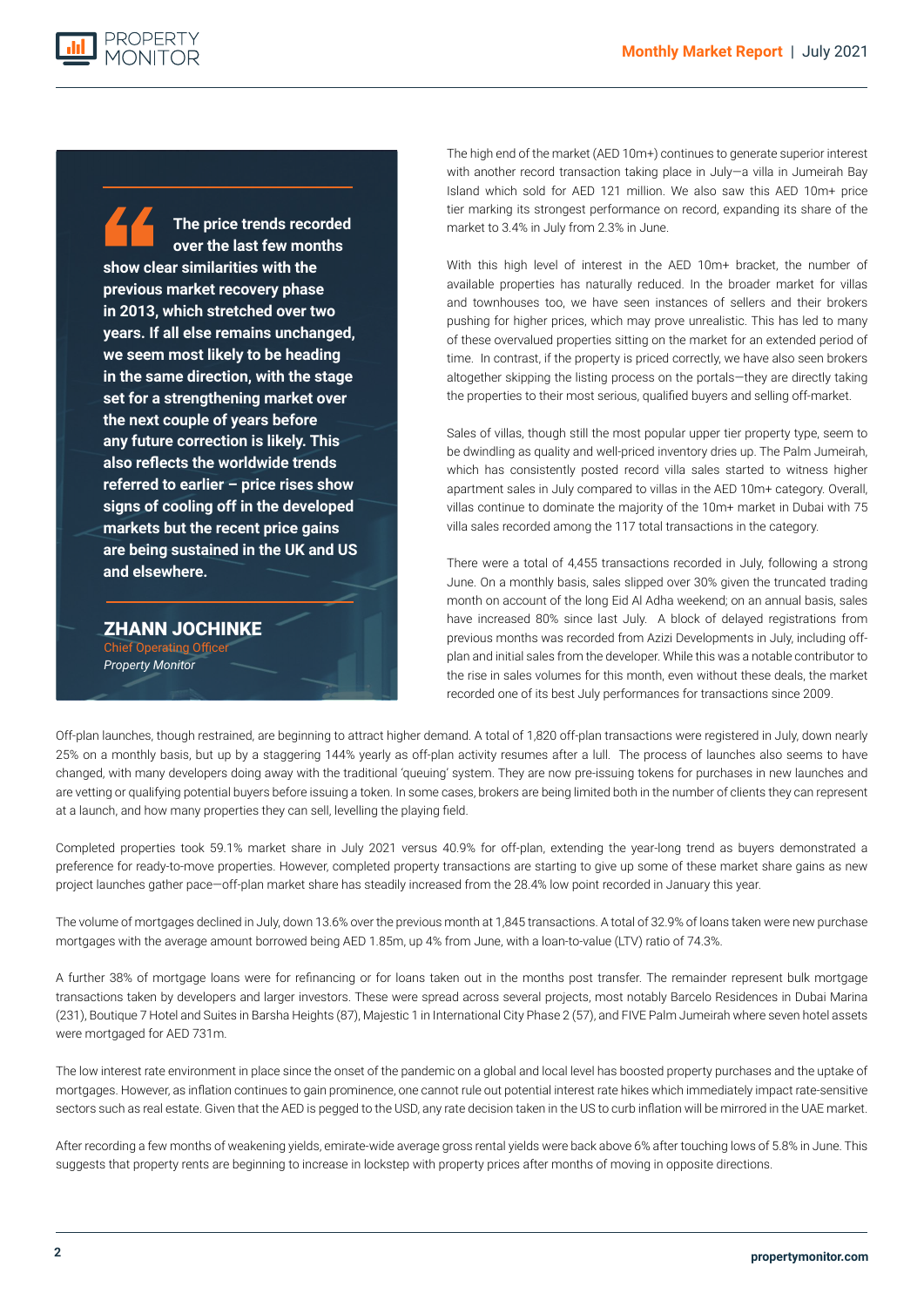> **The price trends recorded over the last few months show clear similarities with the previous market recovery phase in 2013, which stretched over two years. If all else remains unchanged, we seem most likely to be heading in the same direction, with the stage set for a strengthening market over the next couple of years before any future correction is likely. This also reflects the worldwide trends referred to earlier – price rises show signs of cooling off in the developed markets but the recent price gains are being sustained in the UK and US and elsewhere.**
>
> **ZHANN JOCHINKE**
> Chief Operating Officer
> *Property Monitor*

The high end of the market (AED 10m+) continues to generate superior interest with another record transaction taking place in July—a villa in Jumeirah Bay Island which sold for AED 121 million. We also saw this AED 10m+ price tier marking its strongest performance on record, expanding its share of the market to 3.4% in July from 2.3% in June.

With this high level of interest in the AED 10m+ bracket, the number of available properties has naturally reduced. In the broader market for villas and townhouses too, we have seen instances of sellers and their brokers pushing for higher prices, which may prove unrealistic. This has led to many of these overvalued properties sitting on the market for an extended period of time. In contrast, if the property is priced correctly, we have also seen brokers altogether skipping the listing process on the portals—they are directly taking the properties to their most serious, qualified buyers and selling off-market.

Sales of villas, though still the most popular upper tier property type, seem to be dwindling as quality and well-priced inventory dries up. The Palm Jumeirah, which has consistently posted record villa sales started to witness higher apartment sales in July compared to villas in the AED 10m+ category. Overall, villas continue to dominate the majority of the 10m+ market in Dubai with 75 villa sales recorded among the 117 total transactions in the category.

There were a total of 4,455 transactions recorded in July, following a strong June. On a monthly basis, sales slipped over 30% given the truncated trading month on account of the long Eid Al Adha weekend; on an annual basis, sales have increased 80% since last July. A block of delayed registrations from previous months was recorded from Azizi Developments in July, including off-plan and initial sales from the developer. While this was a notable contributor to the rise in sales volumes for this month, even without these deals, the market recorded one of its best July performances for transactions since 2009.

Off-plan launches, though restrained, are beginning to attract higher demand. A total of 1,820 off-plan transactions were registered in July, down nearly 25% on a monthly basis, but up by a staggering 144% yearly as off-plan activity resumes after a lull. The process of launches also seems to have changed, with many developers doing away with the traditional 'queuing' system. They are now pre-issuing tokens for purchases in new launches and are vetting or qualifying potential buyers before issuing a token. In some cases, brokers are being limited both in the number of clients they can represent at a launch, and how many properties they can sell, levelling the playing field.

Completed properties took 59.1% market share in July 2021 versus 40.9% for off-plan, extending the year-long trend as buyers demonstrated a preference for ready-to-move properties. However, completed property transactions are starting to give up some of these market share gains as new project launches gather pace—off-plan market share has steadily increased from the 28.4% low point recorded in January this year.

The volume of mortgages declined in July, down 13.6% over the previous month at 1,845 transactions. A total of 32.9% of loans taken were new purchase mortgages with the average amount borrowed being AED 1.85m, up 4% from June, with a loan-to-value (LTV) ratio of 74.3%.

A further 38% of mortgage loans were for refinancing or for loans taken out in the months post transfer. The remainder represent bulk mortgage transactions taken by developers and larger investors. These were spread across several projects, most notably Barcelo Residences in Dubai Marina (231), Boutique 7 Hotel and Suites in Barsha Heights (87), Majestic 1 in International City Phase 2 (57), and FIVE Palm Jumeirah where seven hotel assets were mortgaged for AED 731m.

The low interest rate environment in place since the onset of the pandemic on a global and local level has boosted property purchases and the uptake of mortgages. However, as inflation continues to gain prominence, one cannot rule out potential interest rate hikes which immediately impact rate-sensitive sectors such as real estate. Given that the AED is pegged to the USD, any rate decision taken in the US to curb inflation will be mirrored in the UAE market.

After recording a few months of weakening yields, emirate-wide average gross rental yields were back above 6% after touching lows of 5.8% in June. This suggests that property rents are beginning to increase in lockstep with property prices after months of moving in opposite directions.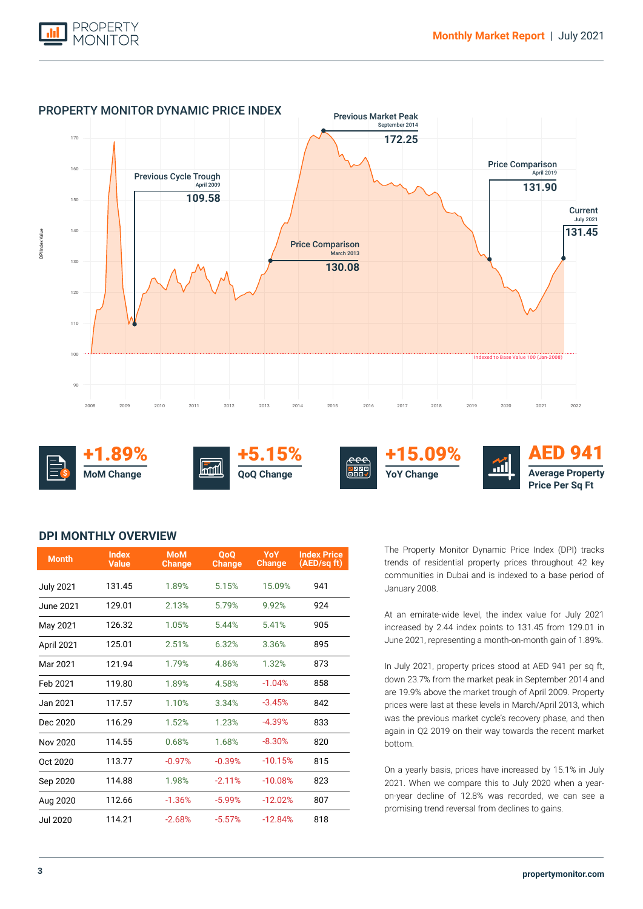## PROPERTY MONITOR DYNAMIC PRICE INDEX

Previous Market Peak
September 2014
172.25

Previous Cycle Trough
April 2009
109.58

Price Comparison
April 2019
131.90

Price Comparison
March 2013
130.08

Current
July 2021
131.45

Indexed to Base Value 100 (Jan-2008)

**+1.89%** MoM Change

**+5.15%** QoQ Change

**+15.09%** YoY Change

**AED 941** Average Property Price Per Sq Ft

## DPI MONTHLY OVERVIEW

| Month | Index Value | MoM Change | QoQ Change | YoY Change | Index Price (AED/sq ft) |
|---|---|---|---|---|---|
| July 2021 | 131.45 | 1.89% | 5.15% | 15.09% | 941 |
| June 2021 | 129.01 | 2.13% | 5.79% | 9.92% | 924 |
| May 2021 | 126.32 | 1.05% | 5.44% | 5.41% | 905 |
| April 2021 | 125.01 | 2.51% | 6.32% | 3.36% | 895 |
| Mar 2021 | 121.94 | 1.79% | 4.86% | 1.32% | 873 |
| Feb 2021 | 119.80 | 1.89% | 4.58% | -1.04% | 858 |
| Jan 2021 | 117.57 | 1.10% | 3.34% | -3.45% | 842 |
| Dec 2020 | 116.29 | 1.52% | 1.23% | -4.39% | 833 |
| Nov 2020 | 114.55 | 0.68% | 1.68% | -8.30% | 820 |
| Oct 2020 | 113.77 | -0.97% | -0.39% | -10.15% | 815 |
| Sep 2020 | 114.88 | 1.98% | -2.11% | -10.08% | 823 |
| Aug 2020 | 112.66 | -1.36% | -5.99% | -12.02% | 807 |
| Jul 2020 | 114.21 | -2.68% | -5.57% | -12.84% | 818 |

The Property Monitor Dynamic Price Index (DPI) tracks trends of residential property prices throughout 42 key communities in Dubai and is indexed to a base period of January 2008.

At an emirate-wide level, the index value for July 2021 increased by 2.44 index points to 131.45 from 129.01 in June 2021, representing a month-on-month gain of 1.89%.

In July 2021, property prices stood at AED 941 per sq ft, down 23.7% from the market peak in September 2014 and are 19.9% above the market trough of April 2009. Property prices were last at these levels in March/April 2013, which was the previous market cycle's recovery phase, and then again in Q2 2019 on their way towards the recent market bottom.

On a yearly basis, prices have increased by 15.1% in July 2021. When we compare this to July 2020 when a year-on-year decline of 12.8% was recorded, we can see a promising trend reversal from declines to gains.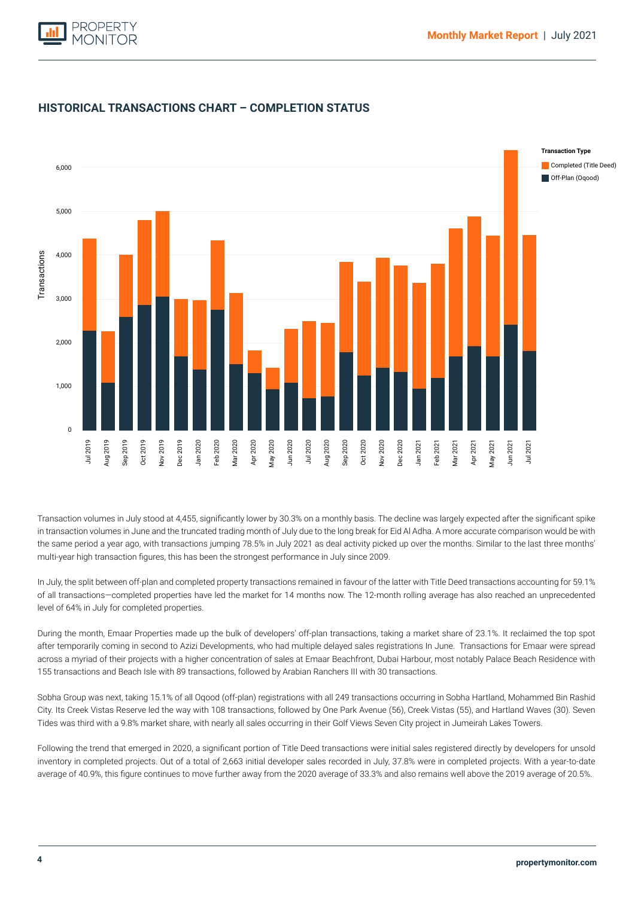## HISTORICAL TRANSACTIONS CHART – COMPLETION STATUS

Transaction volumes in July stood at 4,455, significantly lower by 30.3% on a monthly basis. The decline was largely expected after the significant spike in transaction volumes in June and the truncated trading month of July due to the long break for Eid Al Adha. A more accurate comparison would be with the same period a year ago, with transactions jumping 78.5% in July 2021 as deal activity picked up over the months. Similar to the last three months' multi-year high transaction figures, this has been the strongest performance in July since 2009.

In July, the split between off-plan and completed property transactions remained in favour of the latter with Title Deed transactions accounting for 59.1% of all transactions—completed properties have led the market for 14 months now. The 12-month rolling average has also reached an unprecedented level of 64% in July for completed properties.

During the month, Emaar Properties made up the bulk of developers' off-plan transactions, taking a market share of 23.1%. It reclaimed the top spot after temporarily coming in second to Azizi Developments, who had multiple delayed sales registrations In June. Transactions for Emaar were spread across a myriad of their projects with a higher concentration of sales at Emaar Beachfront, Dubai Harbour, most notably Palace Beach Residence with 155 transactions and Beach Isle with 89 transactions, followed by Arabian Ranchers III with 30 transactions.

Sobha Group was next, taking 15.1% of all Oqood (off-plan) registrations with all 249 transactions occurring in Sobha Hartland, Mohammed Bin Rashid City. Its Creek Vistas Reserve led the way with 108 transactions, followed by One Park Avenue (56), Creek Vistas (55), and Hartland Waves (30). Seven Tides was third with a 9.8% market share, with nearly all sales occurring in their Golf Views Seven City project in Jumeirah Lakes Towers.

Following the trend that emerged in 2020, a significant portion of Title Deed transactions were initial sales registered directly by developers for unsold inventory in completed projects. Out of a total of 2,663 initial developer sales recorded in July, 37.8% were in completed projects. With a year-to-date average of 40.9%, this figure continues to move further away from the 2020 average of 33.3% and also remains well above the 2019 average of 20.5%.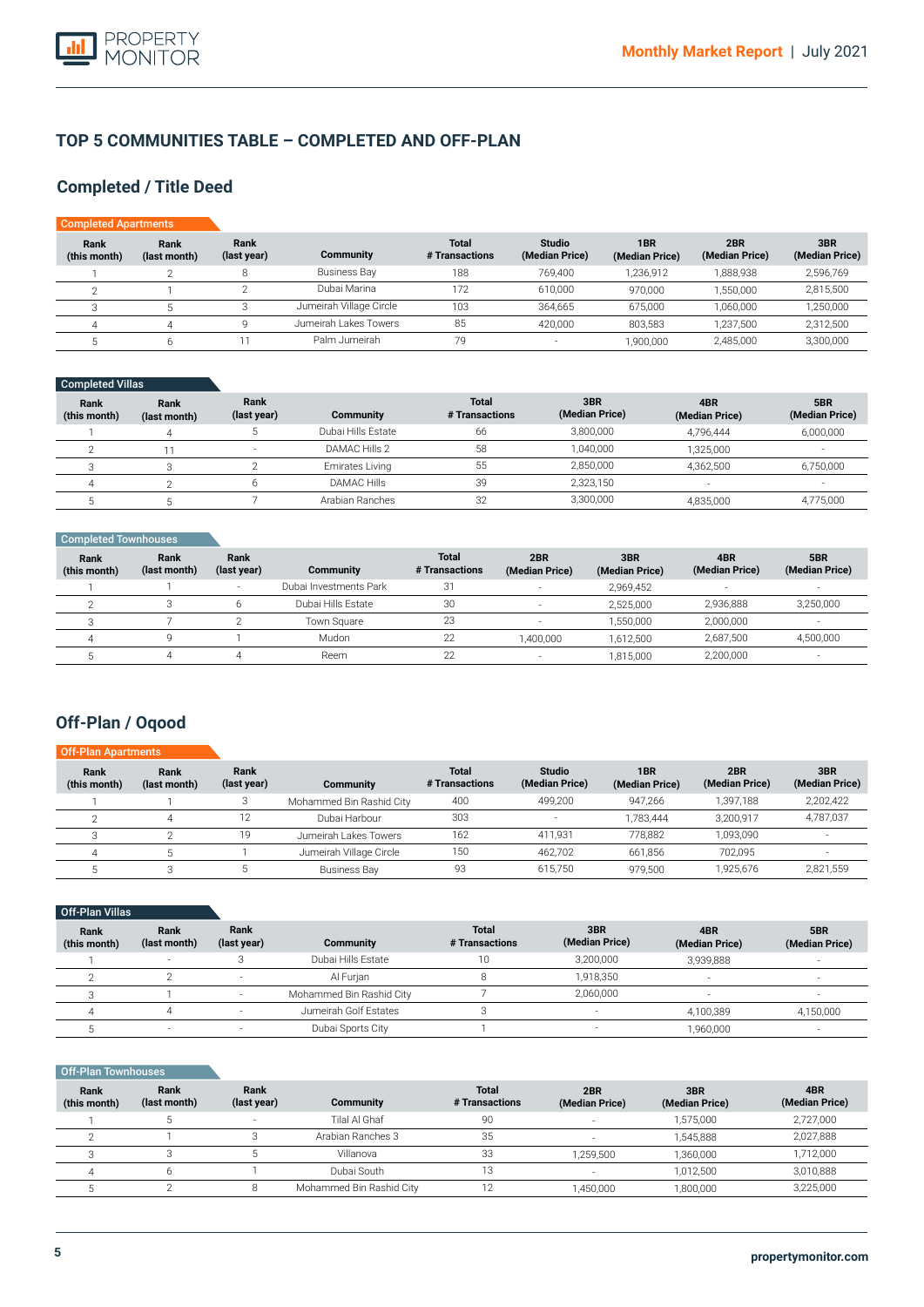# TOP 5 COMMUNITIES TABLE – COMPLETED AND OFF-PLAN

## Completed / Title Deed

**Completed Apartments**

| Rank (this month) | Rank (last month) | Rank (last year) | Community | Total # Transactions | Studio (Median Price) | 1BR (Median Price) | 2BR (Median Price) | 3BR (Median Price) |
|---|---|---|---|---|---|---|---|---|
| 1 | 2 | 8 | Business Bay | 188 | 769,400 | 1,236,912 | 1,888,938 | 2,596,769 |
| 2 | 1 | 2 | Dubai Marina | 172 | 610,000 | 970,000 | 1,550,000 | 2,815,500 |
| 3 | 5 | 3 | Jumeirah Village Circle | 103 | 364,665 | 675,000 | 1,060,000 | 1,250,000 |
| 4 | 4 | 9 | Jumeirah Lakes Towers | 85 | 420,000 | 803,583 | 1,237,500 | 2,312,500 |
| 5 | 6 | 11 | Palm Jumeirah | 79 | - | 1,900,000 | 2,485,000 | 3,300,000 |

**Completed Villas**

| Rank (this month) | Rank (last month) | Rank (last year) | Community | Total # Transactions | 3BR (Median Price) | 4BR (Median Price) | 5BR (Median Price) |
|---|---|---|---|---|---|---|---|
| 1 | 4 | 5 | Dubai Hills Estate | 66 | 3,800,000 | 4,796,444 | 6,000,000 |
| 2 | 11 | - | DAMAC Hills 2 | 58 | 1,040,000 | 1,325,000 | - |
| 3 | 3 | 2 | Emirates Living | 55 | 2,850,000 | 4,362,500 | 6,750,000 |
| 4 | 2 | 6 | DAMAC Hills | 39 | 2,323,150 | - | - |
| 5 | 5 | 7 | Arabian Ranches | 32 | 3,300,000 | 4,835,000 | 4,775,000 |

**Completed Townhouses**

| Rank (this month) | Rank (last month) | Rank (last year) | Community | Total # Transactions | 2BR (Median Price) | 3BR (Median Price) | 4BR (Median Price) | 5BR (Median Price) |
|---|---|---|---|---|---|---|---|---|
| 1 | 1 | - | Dubai Investments Park | 31 | - | 2,969,452 | - | - |
| 2 | 3 | 6 | Dubai Hills Estate | 30 | - | 2,525,000 | 2,936,888 | 3,250,000 |
| 3 | 7 | 2 | Town Square | 23 | - | 1,550,000 | 2,000,000 | - |
| 4 | 9 | 1 | Mudon | 22 | 1,400,000 | 1,612,500 | 2,687,500 | 4,500,000 |
| 5 | 4 | 4 | Reem | 22 | - | 1,815,000 | 2,200,000 | - |

## Off-Plan / Oqood

**Off-Plan Apartments**

| Rank (this month) | Rank (last month) | Rank (last year) | Community | Total # Transactions | Studio (Median Price) | 1BR (Median Price) | 2BR (Median Price) | 3BR (Median Price) |
|---|---|---|---|---|---|---|---|---|
| 1 | 1 | 3 | Mohammed Bin Rashid City | 400 | 499,200 | 947,266 | 1,397,188 | 2,202,422 |
| 2 | 4 | 12 | Dubai Harbour | 303 | - | 1,783,444 | 3,200,917 | 4,787,037 |
| 3 | 2 | 19 | Jumeirah Lakes Towers | 162 | 411,931 | 778,882 | 1,093,090 | - |
| 4 | 5 | 1 | Jumeirah Village Circle | 150 | 462,702 | 661,856 | 702,095 | - |
| 5 | 3 | 5 | Business Bay | 93 | 615,750 | 979,500 | 1,925,676 | 2,821,559 |

**Off-Plan Villas**

| Rank (this month) | Rank (last month) | Rank (last year) | Community | Total # Transactions | 3BR (Median Price) | 4BR (Median Price) | 5BR (Median Price) |
|---|---|---|---|---|---|---|---|
| 1 | - | 3 | Dubai Hills Estate | 10 | 3,200,000 | 3,939,888 | - |
| 2 | 2 | - | Al Furjan | 8 | 1,918,350 | - | - |
| 3 | 1 | - | Mohammed Bin Rashid City | 7 | 2,060,000 | - | - |
| 4 | 4 | - | Jumeirah Golf Estates | 3 | - | 4,100,389 | 4,150,000 |
| 5 | - | - | Dubai Sports City | 1 | - | 1,960,000 | - |

**Off-Plan Townhouses**

| Rank (this month) | Rank (last month) | Rank (last year) | Community | Total # Transactions | 2BR (Median Price) | 3BR (Median Price) | 4BR (Median Price) |
|---|---|---|---|---|---|---|---|
| 1 | 5 | - | Tilal Al Ghaf | 90 | - | 1,575,000 | 2,727,000 |
| 2 | 1 | 3 | Arabian Ranches 3 | 35 | - | 1,545,888 | 2,027,888 |
| 3 | 3 | 5 | Villanova | 33 | 1,259,500 | 1,360,000 | 1,712,000 |
| 4 | 6 | 1 | Dubai South | 13 | - | 1,012,500 | 3,010,888 |
| 5 | 2 | 8 | Mohammed Bin Rashid City | 12 | 1,450,000 | 1,800,000 | 3,225,000 |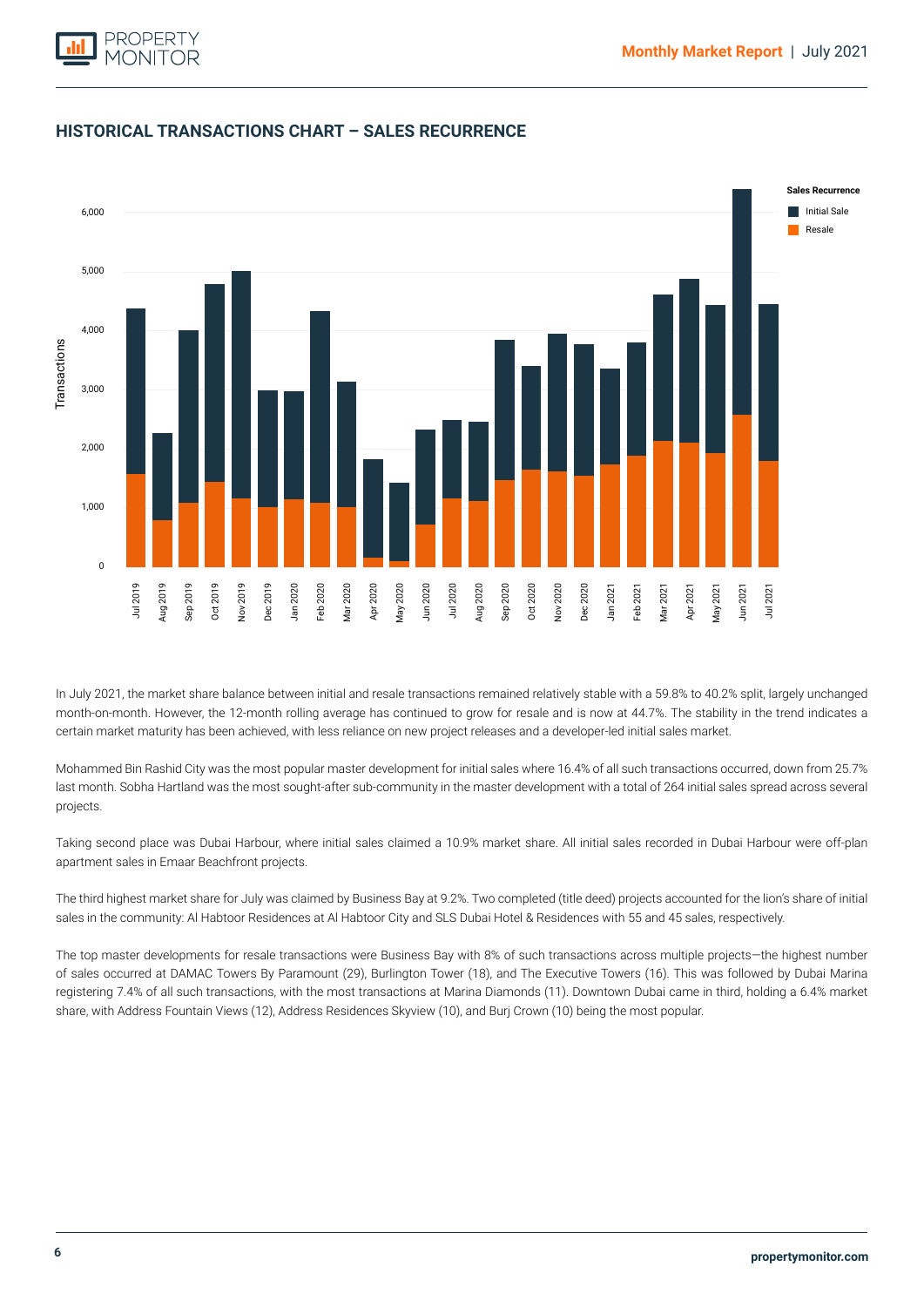## HISTORICAL TRANSACTIONS CHART – SALES RECURRENCE

In July 2021, the market share balance between initial and resale transactions remained relatively stable with a 59.8% to 40.2% split, largely unchanged month-on-month. However, the 12-month rolling average has continued to grow for resale and is now at 44.7%. The stability in the trend indicates a certain market maturity has been achieved, with less reliance on new project releases and a developer-led initial sales market.

Mohammed Bin Rashid City was the most popular master development for initial sales where 16.4% of all such transactions occurred, down from 25.7% last month. Sobha Hartland was the most sought-after sub-community in the master development with a total of 264 initial sales spread across several projects.

Taking second place was Dubai Harbour, where initial sales claimed a 10.9% market share. All initial sales recorded in Dubai Harbour were off-plan apartment sales in Emaar Beachfront projects.

The third highest market share for July was claimed by Business Bay at 9.2%. Two completed (title deed) projects accounted for the lion's share of initial sales in the community: Al Habtoor Residences at Al Habtoor City and SLS Dubai Hotel & Residences with 55 and 45 sales, respectively.

The top master developments for resale transactions were Business Bay with 8% of such transactions across multiple projects—the highest number of sales occurred at DAMAC Towers By Paramount (29), Burlington Tower (18), and The Executive Towers (16). This was followed by Dubai Marina registering 7.4% of all such transactions, with the most transactions at Marina Diamonds (11). Downtown Dubai came in third, holding a 6.4% market share, with Address Fountain Views (12), Address Residences Skyview (10), and Burj Crown (10) being the most popular.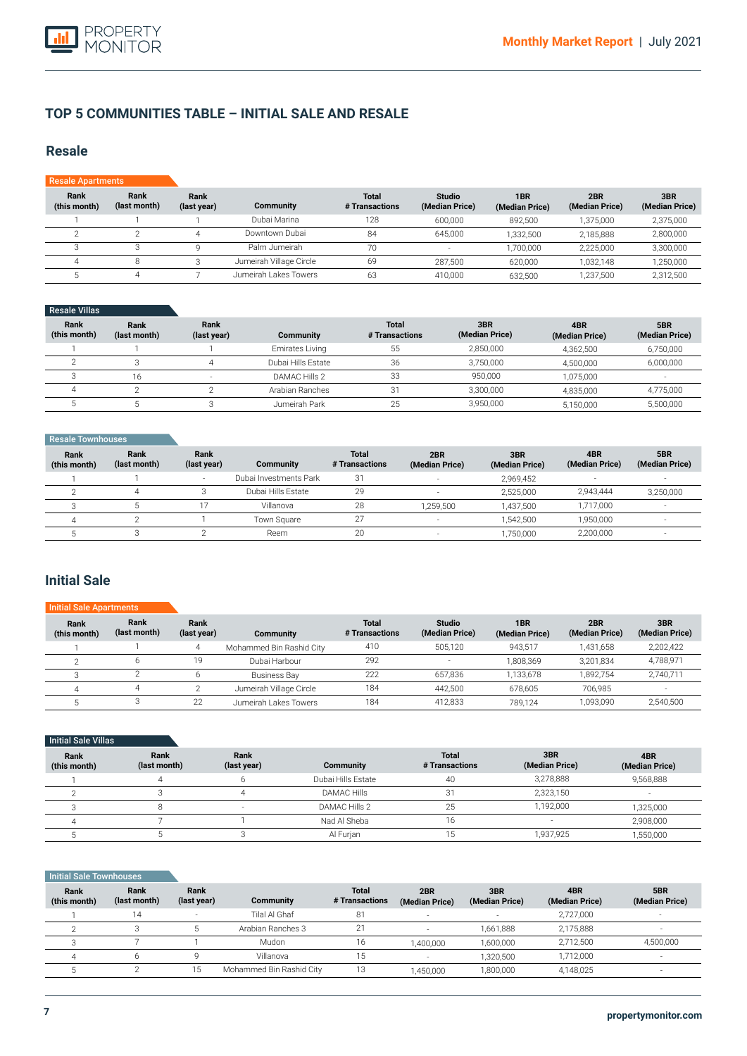## TOP 5 COMMUNITIES TABLE – INITIAL SALE AND RESALE

### Resale

**Resale Apartments**

| Rank (this month) | Rank (last month) | Rank (last year) | Community | Total # Transactions | Studio (Median Price) | 1BR (Median Price) | 2BR (Median Price) | 3BR (Median Price) |
|---|---|---|---|---|---|---|---|---|
| 1 | 1 | 1 | Dubai Marina | 128 | 600,000 | 892,500 | 1,375,000 | 2,375,000 |
| 2 | 2 | 4 | Downtown Dubai | 84 | 645,000 | 1,332,500 | 2,185,888 | 2,800,000 |
| 3 | 3 | 9 | Palm Jumeirah | 70 | - | 1,700,000 | 2,225,000 | 3,300,000 |
| 4 | 8 | 3 | Jumeirah Village Circle | 69 | 287,500 | 620,000 | 1,032,148 | 1,250,000 |
| 5 | 4 | 7 | Jumeirah Lakes Towers | 63 | 410,000 | 632,500 | 1,237,500 | 2,312,500 |

**Resale Villas**

| Rank (this month) | Rank (last month) | Rank (last year) | Community | Total # Transactions | 3BR (Median Price) | 4BR (Median Price) | 5BR (Median Price) |
|---|---|---|---|---|---|---|---|
| 1 | 1 | 1 | Emirates Living | 55 | 2,850,000 | 4,362,500 | 6,750,000 |
| 2 | 3 | 4 | Dubai Hills Estate | 36 | 3,750,000 | 4,500,000 | 6,000,000 |
| 3 | 16 | - | DAMAC Hills 2 | 33 | 950,000 | 1,075,000 | - |
| 4 | 2 | 2 | Arabian Ranches | 31 | 3,300,000 | 4,835,000 | 4,775,000 |
| 5 | 5 | 3 | Jumeirah Park | 25 | 3,950,000 | 5,150,000 | 5,500,000 |

**Resale Townhouses**

| Rank (this month) | Rank (last month) | Rank (last year) | Community | Total # Transactions | 2BR (Median Price) | 3BR (Median Price) | 4BR (Median Price) | 5BR (Median Price) |
|---|---|---|---|---|---|---|---|---|
| 1 | 1 | - | Dubai Investments Park | 31 | - | 2,969,452 | - | - |
| 2 | 4 | 3 | Dubai Hills Estate | 29 | - | 2,525,000 | 2,943,444 | 3,250,000 |
| 3 | 5 | 17 | Villanova | 28 | 1,259,500 | 1,437,500 | 1,717,000 | - |
| 4 | 2 | 1 | Town Square | 27 | - | 1,542,500 | 1,950,000 | - |
| 5 | 3 | 2 | Reem | 20 | - | 1,750,000 | 2,200,000 | - |

### Initial Sale

**Initial Sale Apartments**

| Rank (this month) | Rank (last month) | Rank (last year) | Community | Total # Transactions | Studio (Median Price) | 1BR (Median Price) | 2BR (Median Price) | 3BR (Median Price) |
|---|---|---|---|---|---|---|---|---|
| 1 | 1 | 4 | Mohammed Bin Rashid City | 410 | 505,120 | 943,517 | 1,431,658 | 2,202,422 |
| 2 | 6 | 19 | Dubai Harbour | 292 | - | 1,808,369 | 3,201,834 | 4,788,971 |
| 3 | 2 | 6 | Business Bay | 222 | 657,836 | 1,133,678 | 1,892,754 | 2,740,711 |
| 4 | 4 | 2 | Jumeirah Village Circle | 184 | 442,500 | 678,605 | 706,985 | - |
| 5 | 3 | 22 | Jumeirah Lakes Towers | 184 | 412,833 | 789,124 | 1,093,090 | 2,540,500 |

**Initial Sale Villas**

| Rank (this month) | Rank (last month) | Rank (last year) | Community | Total # Transactions | 3BR (Median Price) | 4BR (Median Price) |
|---|---|---|---|---|---|---|
| 1 | 4 | 6 | Dubai Hills Estate | 40 | 3,278,888 | 9,568,888 |
| 2 | 3 | 4 | DAMAC Hills | 31 | 2,323,150 | - |
| 3 | 8 | - | DAMAC Hills 2 | 25 | 1,192,000 | 1,325,000 |
| 4 | 7 | 1 | Nad Al Sheba | 16 | - | 2,908,000 |
| 5 | 5 | 3 | Al Furjan | 15 | 1,937,925 | 1,550,000 |

**Initial Sale Townhouses**

| Rank (this month) | Rank (last month) | Rank (last year) | Community | Total # Transactions | 2BR (Median Price) | 3BR (Median Price) | 4BR (Median Price) | 5BR (Median Price) |
|---|---|---|---|---|---|---|---|---|
| 1 | 14 | - | Tilal Al Ghaf | 81 | - | - | 2,727,000 | - |
| 2 | 3 | 5 | Arabian Ranches 3 | 21 | - | 1,661,888 | 2,175,888 | - |
| 3 | 7 | 1 | Mudon | 16 | 1,400,000 | 1,600,000 | 2,712,500 | 4,500,000 |
| 4 | 6 | 9 | Villanova | 15 | - | 1,320,500 | 1,712,000 | - |
| 5 | 2 | 15 | Mohammed Bin Rashid City | 13 | 1,450,000 | 1,800,000 | 4,148,025 | - |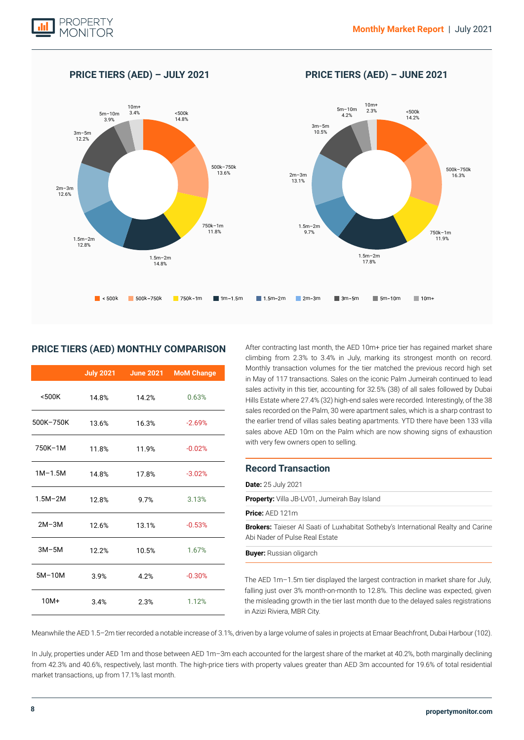## PRICE TIERS (AED) – JULY 2021

<500k 14.8%
500k–750k 13.6%
750k–1m 11.8%
1.5m–2m 14.8%
1.5m–2m 12.8%
2m–3m 12.6%
3m–5m 12.2%
5m–10m 3.9%
10m+ 3.4%

## PRICE TIERS (AED) – JUNE 2021

<500k 14.2%
500k–750k 16.3%
750k–1m 11.9%
1.5m–2m 17.8%
1.5m–2m 9.7%
2m–3m 13.1%
3m–5m 10.5%
5m–10m 4.2%
10m+ 2.3%

< 500k | 500k–750k | 750k–1m | 1m–1.5m | 1.5m–2m | 2m–3m | 3m–5m | 5m–10m | 10m+

## PRICE TIERS (AED) MONTHLY COMPARISON

| | July 2021 | June 2021 | MoM Change |
|---|---|---|---|
| <500K | 14.8% | 14.2% | 0.63% |
| 500K–750K | 13.6% | 16.3% | -2.69% |
| 750K–1M | 11.8% | 11.9% | -0.02% |
| 1M–1.5M | 14.8% | 17.8% | -3.02% |
| 1.5M–2M | 12.8% | 9.7% | 3.13% |
| 2M–3M | 12.6% | 13.1% | -0.53% |
| 3M–5M | 12.2% | 10.5% | 1.67% |
| 5M–10M | 3.9% | 4.2% | -0.30% |
| 10M+ | 3.4% | 2.3% | 1.12% |

After contracting last month, the AED 10m+ price tier has regained market share climbing from 2.3% to 3.4% in July, marking its strongest month on record. Monthly transaction volumes for the tier matched the previous record high set in May of 117 transactions. Sales on the iconic Palm Jumeirah continued to lead sales activity in this tier, accounting for 32.5% (38) of all sales followed by Dubai Hills Estate where 27.4% (32) high-end sales were recorded. Interestingly, of the 38 sales recorded on the Palm, 30 were apartment sales, which is a sharp contrast to the earlier trend of villas sales beating apartments. YTD there have been 133 villa sales above AED 10m on the Palm which are now showing signs of exhaustion with very few owners open to selling.

### Record Transaction

**Date:** 25 July 2021

**Property:** Villa JB-LV01, Jumeirah Bay Island

**Price:** AED 121m

**Brokers:** Taieser Al Saati of Luxhabitat Sotheby's International Realty and Carine Abi Nader of Pulse Real Estate

**Buyer:** Russian oligarch

The AED 1m–1.5m tier displayed the largest contraction in market share for July, falling just over 3% month-on-month to 12.8%. This decline was expected, given the misleading growth in the tier last month due to the delayed sales registrations in Azizi Riviera, MBR City.

Meanwhile the AED 1.5–2m tier recorded a notable increase of 3.1%, driven by a large volume of sales in projects at Emaar Beachfront, Dubai Harbour (102).

In July, properties under AED 1m and those between AED 1m–3m each accounted for the largest share of the market at 40.2%, both marginally declining from 42.3% and 40.6%, respectively, last month. The high-price tiers with property values greater than AED 3m accounted for 19.6% of total residential market transactions, up from 17.1% last month.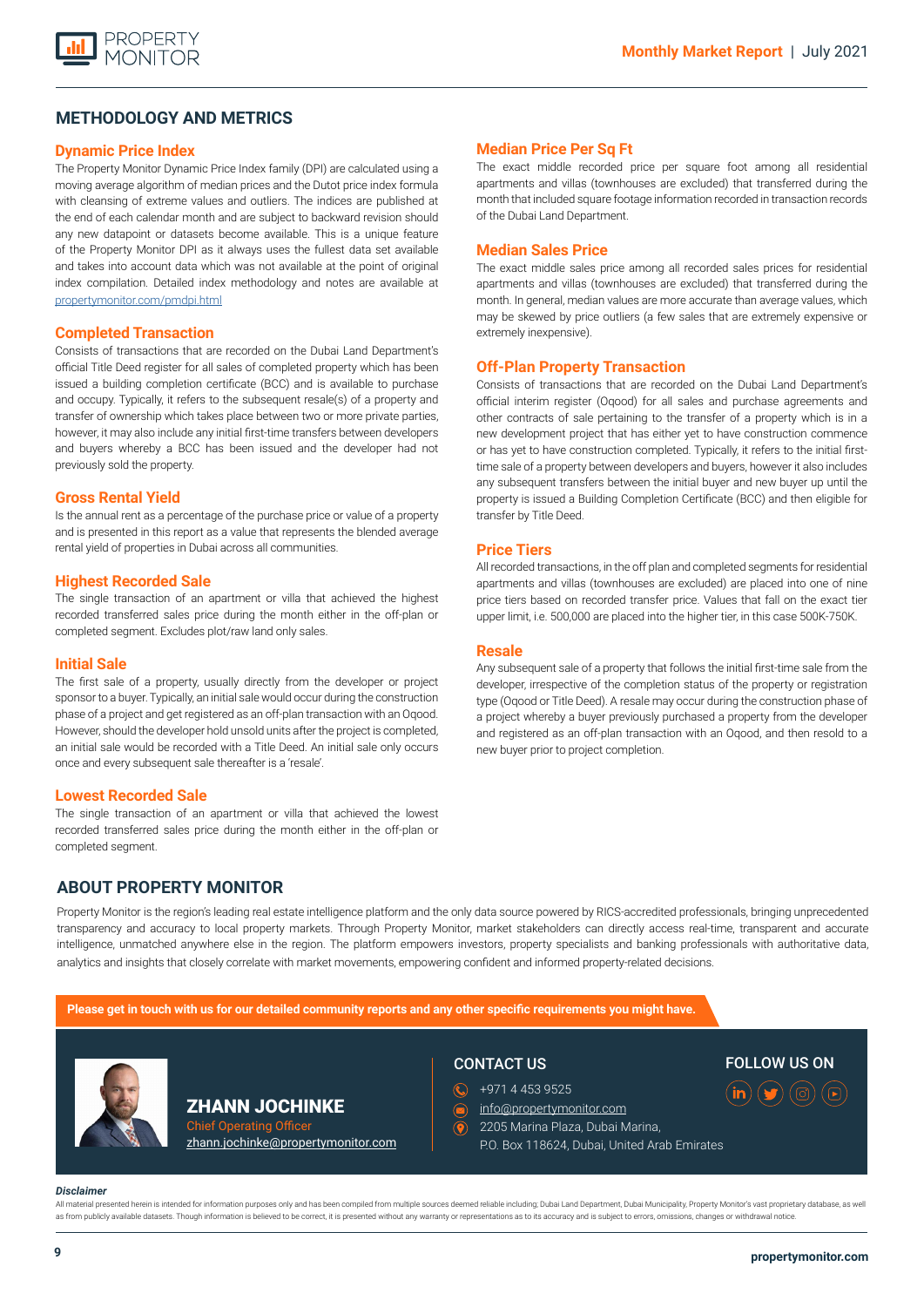## METHODOLOGY AND METRICS

### Dynamic Price Index

The Property Monitor Dynamic Price Index family (DPI) are calculated using a moving average algorithm of median prices and the Dutot price index formula with cleansing of extreme values and outliers. The indices are published at the end of each calendar month and are subject to backward revision should any new datapoint or datasets become available. This is a unique feature of the Property Monitor DPI as it always uses the fullest data set available and takes into account data which was not available at the point of original index compilation. Detailed index methodology and notes are available at propertymonitor.com/pmdpi.html

### Completed Transaction

Consists of transactions that are recorded on the Dubai Land Department's official Title Deed register for all sales of completed property which has been issued a building completion certificate (BCC) and is available to purchase and occupy. Typically, it refers to the subsequent resale(s) of a property and transfer of ownership which takes place between two or more private parties, however, it may also include any initial first-time transfers between developers and buyers whereby a BCC has been issued and the developer had not previously sold the property.

### Gross Rental Yield

Is the annual rent as a percentage of the purchase price or value of a property and is presented in this report as a value that represents the blended average rental yield of properties in Dubai across all communities.

### Highest Recorded Sale

The single transaction of an apartment or villa that achieved the highest recorded transferred sales price during the month either in the off-plan or completed segment. Excludes plot/raw land only sales.

### Initial Sale

The first sale of a property, usually directly from the developer or project sponsor to a buyer. Typically, an initial sale would occur during the construction phase of a project and get registered as an off-plan transaction with an Oqood. However, should the developer hold unsold units after the project is completed, an initial sale would be recorded with a Title Deed. An initial sale only occurs once and every subsequent sale thereafter is a 'resale'.

### Lowest Recorded Sale

The single transaction of an apartment or villa that achieved the lowest recorded transferred sales price during the month either in the off-plan or completed segment.

### Median Price Per Sq Ft

The exact middle recorded price per square foot among all residential apartments and villas (townhouses are excluded) that transferred during the month that included square footage information recorded in transaction records of the Dubai Land Department.

### Median Sales Price

The exact middle sales price among all recorded sales prices for residential apartments and villas (townhouses are excluded) that transferred during the month. In general, median values are more accurate than average values, which may be skewed by price outliers (a few sales that are extremely expensive or extremely inexpensive).

### Off-Plan Property Transaction

Consists of transactions that are recorded on the Dubai Land Department's official interim register (Oqood) for all sales and purchase agreements and other contracts of sale pertaining to the transfer of a property which is in a new development project that has either yet to have construction commence or has yet to have construction completed. Typically, it refers to the initial first-time sale of a property between developers and buyers, however it also includes any subsequent transfers between the initial buyer and new buyer up until the property is issued a Building Completion Certificate (BCC) and then eligible for transfer by Title Deed.

### Price Tiers

All recorded transactions, in the off plan and completed segments for residential apartments and villas (townhouses are excluded) are placed into one of nine price tiers based on recorded transfer price. Values that fall on the exact tier upper limit, i.e. 500,000 are placed into the higher tier, in this case 500K-750K.

### Resale

Any subsequent sale of a property that follows the initial first-time sale from the developer, irrespective of the completion status of the property or registration type (Oqood or Title Deed). A resale may occur during the construction phase of a project whereby a buyer previously purchased a property from the developer and registered as an off-plan transaction with an Oqood, and then resold to a new buyer prior to project completion.

## ABOUT PROPERTY MONITOR

Property Monitor is the region's leading real estate intelligence platform and the only data source powered by RICS-accredited professionals, bringing unprecedented transparency and accuracy to local property markets. Through Property Monitor, market stakeholders can directly access real-time, transparent and accurate intelligence, unmatched anywhere else in the region. The platform empowers investors, property specialists and banking professionals with authoritative data, analytics and insights that closely correlate with market movements, empowering confident and informed property-related decisions.

**Please get in touch with us for our detailed community reports and any other specific requirements you might have.**

**ZHANN JOCHINKE**
Chief Operating Officer
zhann.jochinke@propertymonitor.com

### CONTACT US

+971 4 453 9525
info@propertymonitor.com
2205 Marina Plaza, Dubai Marina,
P.O. Box 118624, Dubai, United Arab Emirates

### FOLLOW US ON

***Disclaimer***

All material presented herein is intended for information purposes only and has been compiled from multiple sources deemed reliable including; Dubai Land Department, Dubai Municipality, Property Monitor's vast proprietary database, as well as from publicly available datasets. Though information is believed to be correct, it is presented without any warranty or representations as to its accuracy and is subject to errors, omissions, changes or withdrawal notice.